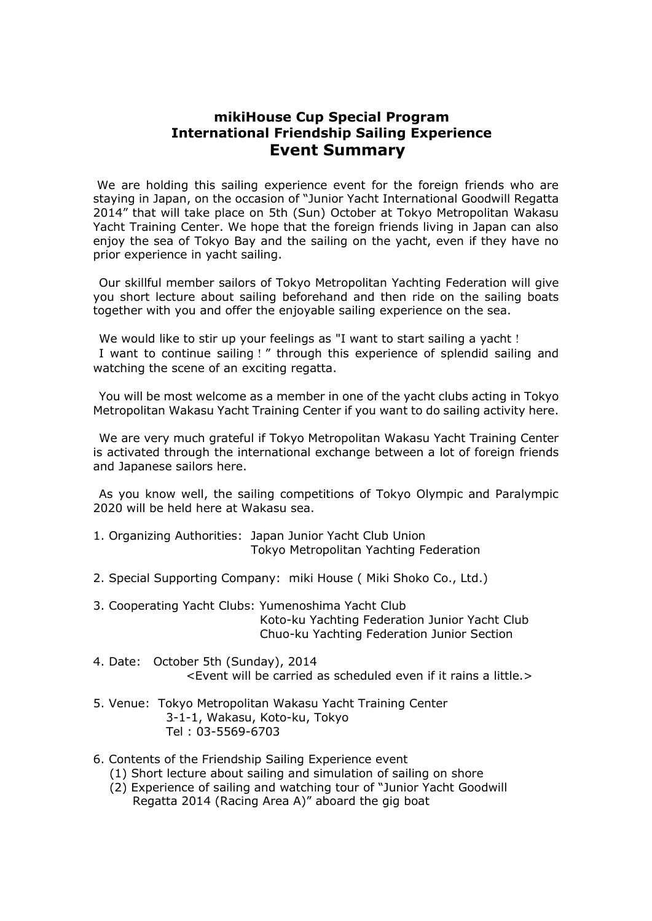# mikiHouse Cup Special Program
# International Friendship Sailing Experience
# Event Summary

We are holding this sailing experience event for the foreign friends who are staying in Japan, on the occasion of "Junior Yacht International Goodwill Regatta 2014" that will take place on 5th (Sun) October at Tokyo Metropolitan Wakasu Yacht Training Center. We hope that the foreign friends living in Japan can also enjoy the sea of Tokyo Bay and the sailing on the yacht, even if they have no prior experience in yacht sailing.

Our skillful member sailors of Tokyo Metropolitan Yachting Federation will give you short lecture about sailing beforehand and then ride on the sailing boats together with you and offer the enjoyable sailing experience on the sea.

We would like to stir up your feelings as "I want to start sailing a yacht！ I want to continue sailing！" through this experience of splendid sailing and watching the scene of an exciting regatta.

You will be most welcome as a member in one of the yacht clubs acting in Tokyo Metropolitan Wakasu Yacht Training Center if you want to do sailing activity here.

We are very much grateful if Tokyo Metropolitan Wakasu Yacht Training Center is activated through the international exchange between a lot of foreign friends and Japanese sailors here.

As you know well, the sailing competitions of Tokyo Olympic and Paralympic 2020 will be held here at Wakasu sea.

1. Organizing Authorities: Japan Junior Yacht Club Union
   Tokyo Metropolitan Yachting Federation

2. Special Supporting Company: miki House ( Miki Shoko Co., Ltd.)

3. Cooperating Yacht Clubs: Yumenoshima Yacht Club
   Koto-ku Yachting Federation Junior Yacht Club
   Chuo-ku Yachting Federation Junior Section

4. Date: October 5th (Sunday), 2014
   <Event will be carried as scheduled even if it rains a little.>

5. Venue: Tokyo Metropolitan Wakasu Yacht Training Center
   3-1-1, Wakasu, Koto-ku, Tokyo
   Tel : 03-5569-6703

6. Contents of the Friendship Sailing Experience event
   (1) Short lecture about sailing and simulation of sailing on shore
   (2) Experience of sailing and watching tour of "Junior Yacht Goodwill Regatta 2014 (Racing Area A)" aboard the gig boat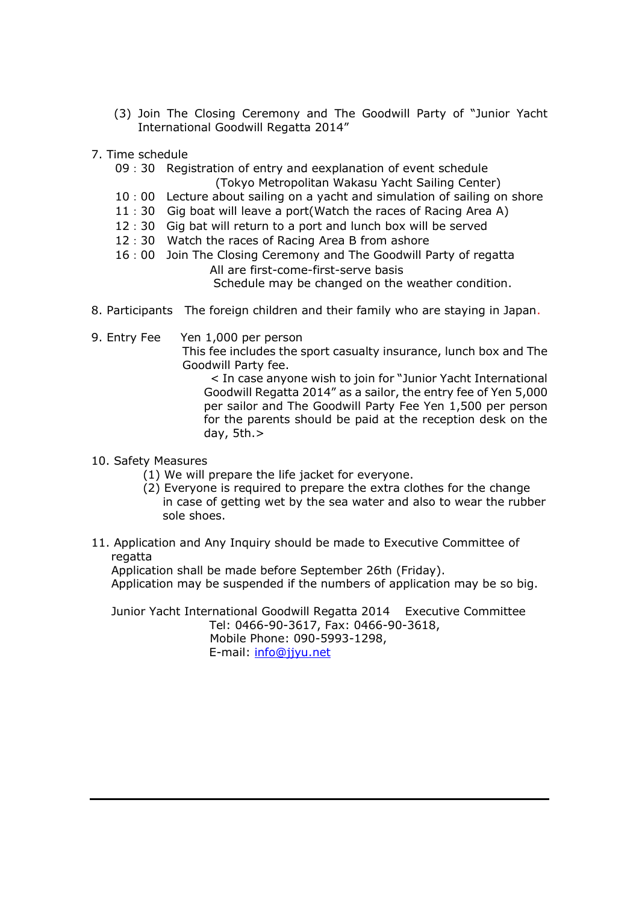(3) Join The Closing Ceremony and The Goodwill Party of "Junior Yacht International Goodwill Regatta 2014"

7. Time schedule

09：30 Registration of entry and eexplanation of event schedule
(Tokyo Metropolitan Wakasu Yacht Sailing Center)

10：00 Lecture about sailing on a yacht and simulation of sailing on shore

11：30 Gig boat will leave a port(Watch the races of Racing Area A)

12：30 Gig bat will return to a port and lunch box will be served

12：30 Watch the races of Racing Area B from ashore

16：00 Join The Closing Ceremony and The Goodwill Party of regatta

All are first-come-first-serve basis

Schedule may be changed on the weather condition.

8. Participants The foreign children and their family who are staying in Japan.

9. Entry Fee Yen 1,000 per person

This fee includes the sport casualty insurance, lunch box and The Goodwill Party fee.

< In case anyone wish to join for "Junior Yacht International Goodwill Regatta 2014" as a sailor, the entry fee of Yen 5,000 per sailor and The Goodwill Party Fee Yen 1,500 per person for the parents should be paid at the reception desk on the day, 5th.>

10. Safety Measures

(1) We will prepare the life jacket for everyone.

(2) Everyone is required to prepare the extra clothes for the change in case of getting wet by the sea water and also to wear the rubber sole shoes.

11. Application and Any Inquiry should be made to Executive Committee of regatta

Application shall be made before September 26th (Friday).

Application may be suspended if the numbers of application may be so big.

Junior Yacht International Goodwill Regatta 2014 Executive Committee

Tel: 0466-90-3617, Fax: 0466-90-3618,

Mobile Phone: 090-5993-1298,

E-mail: info@jjyu.net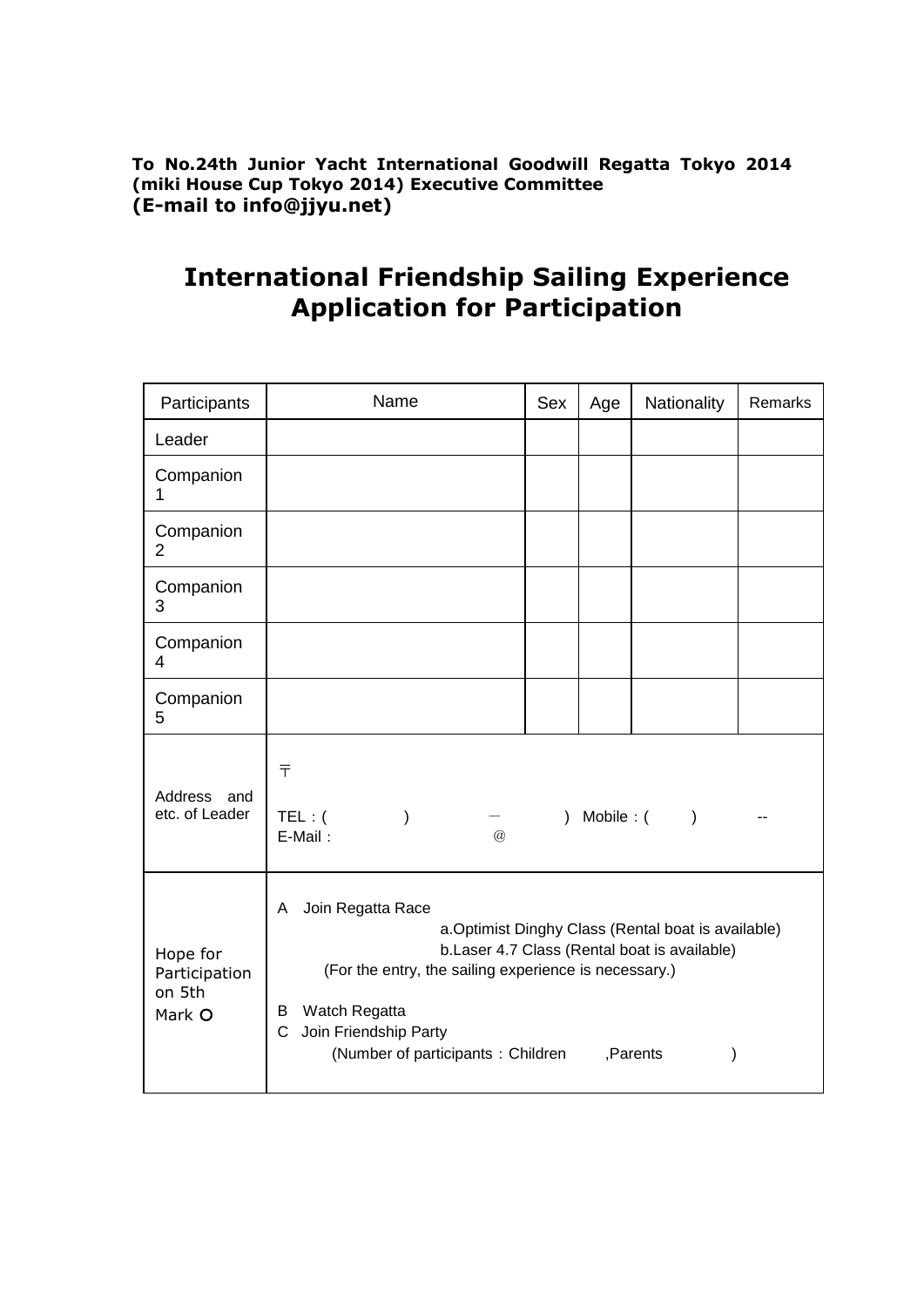**To No.24th Junior Yacht International Goodwill Regatta Tokyo 2014 (miki House Cup Tokyo 2014) Executive Committee**
**(E-mail to info@jjyu.net)**

# International Friendship Sailing Experience Application for Participation

| Participants | Name | Sex | Age | Nationality | Remarks |
|---|---|---|---|---|---|
| Leader | | | | | |
| Companion 1 | | | | | |
| Companion 2 | | | | | |
| Companion 3 | | | | | |
| Companion 4 | | | | | |
| Companion 5 | | | | | |
| Address and etc. of Leader | 〒<br><br>TEL：( ) ー ) Mobile：( ) --<br>E-Mail： @ | | | | |
| Hope for Participation on 5th Mark ○ | A Join Regatta Race<br>a.Optimist Dinghy Class (Rental boat is available)<br>b.Laser 4.7 Class (Rental boat is available)<br>(For the entry, the sailing experience is necessary.)<br><br>B Watch Regatta<br>C Join Friendship Party<br>(Number of participants：Children ,Parents ) | | | | |